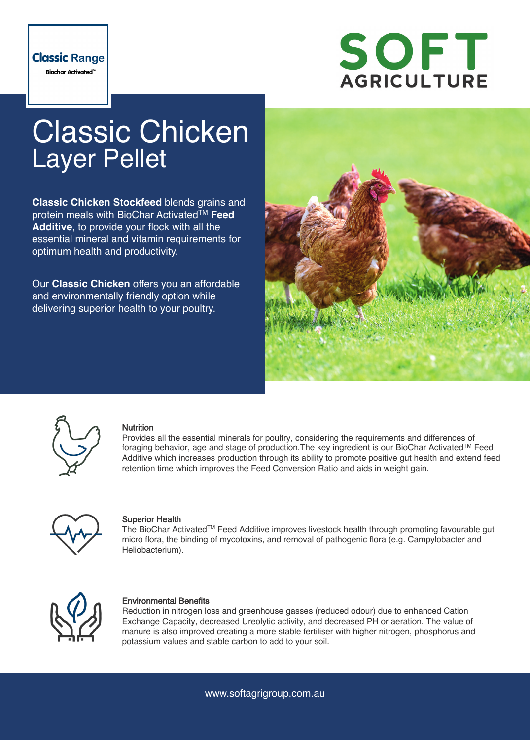Classic Range

Biochar Activated™

SOFT AGRICULTURE

# Classic Chicken Layer Pellet

**Classic Chicken Stockfeed** blends grains and protein meals with BioChar Activated™ **Feed Additive**, to provide your flock with all the essential mineral and vitamin requirements for optimum health and productivity.

Our **Classic Chicken** offers you an affordable and environmentally friendly option while delivering superior health to your poultry.

### Nutrition

Provides all the essential minerals for poultry, considering the requirements and differences of foraging behavior, age and stage of production.The key ingredient is our BioChar Activated™ Feed Additive which increases production through its ability to promote positive gut health and extend feed retention time which improves the Feed Conversion Ratio and aids in weight gain.

### Superior Health

The BioChar Activated™ Feed Additive improves livestock health through promoting favourable gut micro flora, the binding of mycotoxins, and removal of pathogenic flora (e.g. Campylobacter and Heliobacterium).

### Environmental Benefits

Reduction in nitrogen loss and greenhouse gasses (reduced odour) due to enhanced Cation Exchange Capacity, decreased Ureolytic activity, and decreased PH or aeration. The value of manure is also improved creating a more stable fertiliser with higher nitrogen, phosphorus and potassium values and stable carbon to add to your soil.

www.softagrigroup.com.au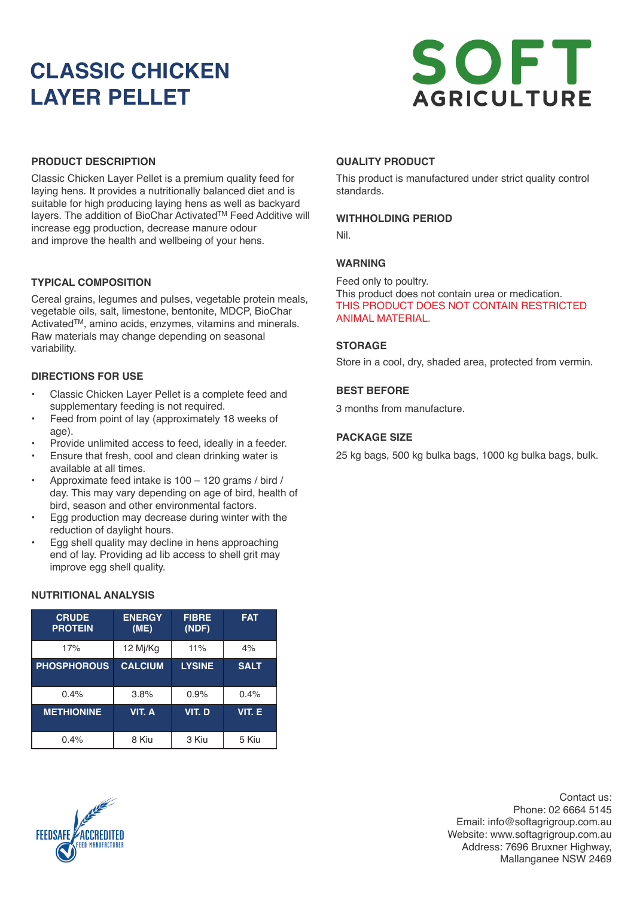# CLASSIC CHICKEN LAYER PELLET

SOFT AGRICULTURE

## PRODUCT DESCRIPTION

Classic Chicken Layer Pellet is a premium quality feed for laying hens. It provides a nutritionally balanced diet and is suitable for high producing laying hens as well as backyard layers. The addition of BioChar Activated™ Feed Additive will increase egg production, decrease manure odour and improve the health and wellbeing of your hens.

## TYPICAL COMPOSITION

Cereal grains, legumes and pulses, vegetable protein meals, vegetable oils, salt, limestone, bentonite, MDCP, BioChar Activated™, amino acids, enzymes, vitamins and minerals. Raw materials may change depending on seasonal variability.

## DIRECTIONS FOR USE

- Classic Chicken Layer Pellet is a complete feed and supplementary feeding is not required.
- Feed from point of lay (approximately 18 weeks of age).
- Provide unlimited access to feed, ideally in a feeder.
- Ensure that fresh, cool and clean drinking water is available at all times.
- Approximate feed intake is 100 – 120 grams / bird / day. This may vary depending on age of bird, health of bird, season and other environmental factors.
- Egg production may decrease during winter with the reduction of daylight hours.
- Egg shell quality may decline in hens approaching end of lay. Providing ad lib access to shell grit may improve egg shell quality.

## NUTRITIONAL ANALYSIS

| CRUDE PROTEIN | ENERGY (ME) | FIBRE (NDF) | FAT |
|---|---|---|---|
| 17% | 12 Mj/Kg | 11% | 4% |
| **PHOSPHOROUS** | **CALCIUM** | **LYSINE** | **SALT** |
| 0.4% | 3.8% | 0.9% | 0.4% |
| **METHIONINE** | **VIT. A** | **VIT. D** | **VIT. E** |
| 0.4% | 8 Kiu | 3 Kiu | 5 Kiu |

## QUALITY PRODUCT

This product is manufactured under strict quality control standards.

## WITHHOLDING PERIOD

Nil.

## WARNING

Feed only to poultry.
This product does not contain urea or medication.
THIS PRODUCT DOES NOT CONTAIN RESTRICTED ANIMAL MATERIAL.

## STORAGE

Store in a cool, dry, shaded area, protected from vermin.

## BEST BEFORE

3 months from manufacture.

## PACKAGE SIZE

25 kg bags, 500 kg bulka bags, 1000 kg bulka bags, bulk.

FEEDSAFE ACCREDITED FEED MANUFACTURER

Contact us:
Phone: 02 6664 5145
Email: info@softagrigroup.com.au
Website: www.softagrigroup.com.au
Address: 7696 Bruxner Highway, Mallanganee NSW 2469